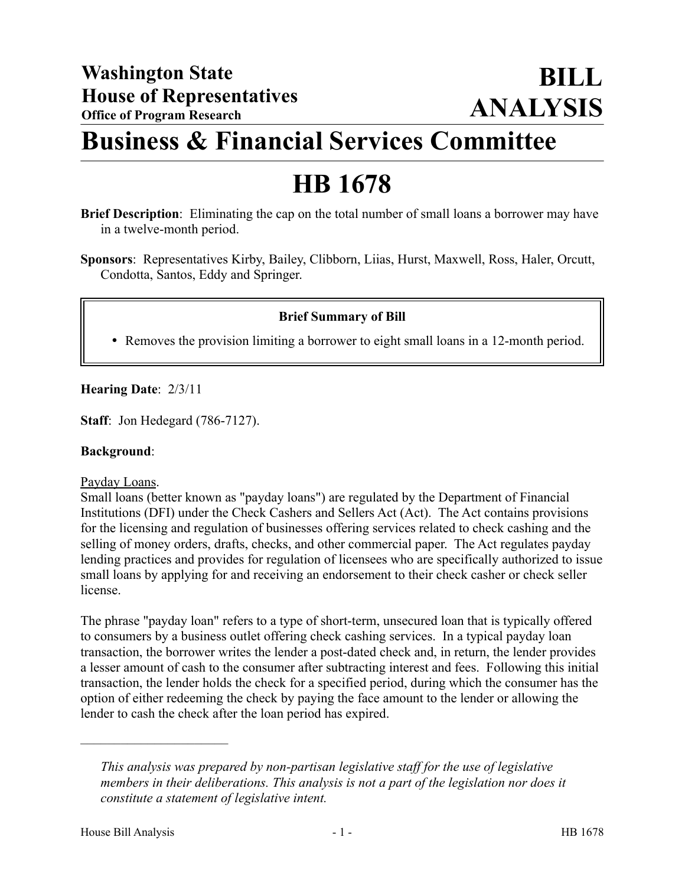**Washington State House of Representatives**
**Office of Program Research**

# BILL ANALYSIS

# Business & Financial Services Committee

# HB 1678

**Brief Description**: Eliminating the cap on the total number of small loans a borrower may have in a twelve-month period.

**Sponsors**: Representatives Kirby, Bailey, Clibborn, Liias, Hurst, Maxwell, Ross, Haler, Orcutt, Condotta, Santos, Eddy and Springer.

**Brief Summary of Bill**

- Removes the provision limiting a borrower to eight small loans in a 12-month period.

**Hearing Date**: 2/3/11

**Staff**: Jon Hedegard (786-7127).

**Background**:

Payday Loans.
Small loans (better known as "payday loans") are regulated by the Department of Financial Institutions (DFI) under the Check Cashers and Sellers Act (Act). The Act contains provisions for the licensing and regulation of businesses offering services related to check cashing and the selling of money orders, drafts, checks, and other commercial paper. The Act regulates payday lending practices and provides for regulation of licensees who are specifically authorized to issue small loans by applying for and receiving an endorsement to their check casher or check seller license.

The phrase "payday loan" refers to a type of short-term, unsecured loan that is typically offered to consumers by a business outlet offering check cashing services. In a typical payday loan transaction, the borrower writes the lender a post-dated check and, in return, the lender provides a lesser amount of cash to the consumer after subtracting interest and fees. Following this initial transaction, the lender holds the check for a specified period, during which the consumer has the option of either redeeming the check by paying the face amount to the lender or allowing the lender to cash the check after the loan period has expired.

---

*This analysis was prepared by non-partisan legislative staff for the use of legislative members in their deliberations. This analysis is not a part of the legislation nor does it constitute a statement of legislative intent.*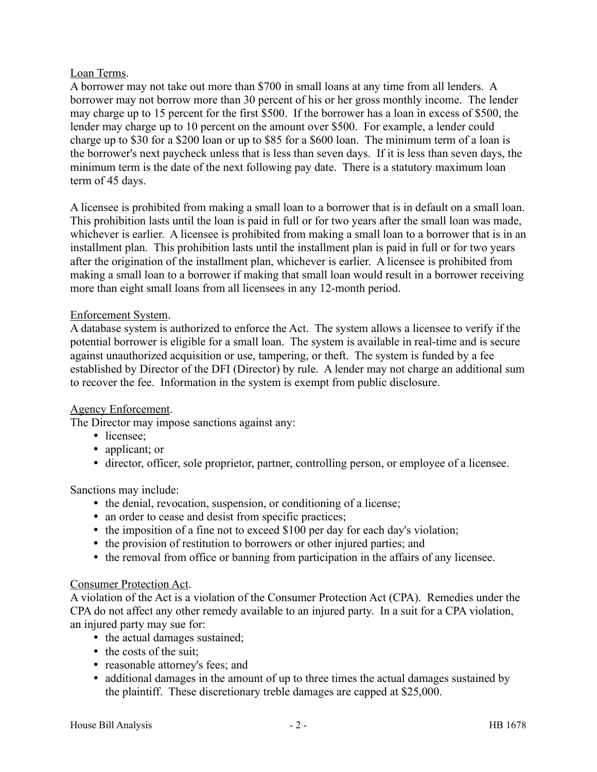Loan Terms.

A borrower may not take out more than $700 in small loans at any time from all lenders. A borrower may not borrow more than 30 percent of his or her gross monthly income. The lender may charge up to 15 percent for the first $500. If the borrower has a loan in excess of $500, the lender may charge up to 10 percent on the amount over $500. For example, a lender could charge up to $30 for a $200 loan or up to $85 for a $600 loan. The minimum term of a loan is the borrower's next paycheck unless that is less than seven days. If it is less than seven days, the minimum term is the date of the next following pay date. There is a statutory maximum loan term of 45 days.

A licensee is prohibited from making a small loan to a borrower that is in default on a small loan. This prohibition lasts until the loan is paid in full or for two years after the small loan was made, whichever is earlier. A licensee is prohibited from making a small loan to a borrower that is in an installment plan. This prohibition lasts until the installment plan is paid in full or for two years after the origination of the installment plan, whichever is earlier. A licensee is prohibited from making a small loan to a borrower if making that small loan would result in a borrower receiving more than eight small loans from all licensees in any 12-month period.

Enforcement System.

A database system is authorized to enforce the Act. The system allows a licensee to verify if the potential borrower is eligible for a small loan. The system is available in real-time and is secure against unauthorized acquisition or use, tampering, or theft. The system is funded by a fee established by Director of the DFI (Director) by rule. A lender may not charge an additional sum to recover the fee. Information in the system is exempt from public disclosure.

Agency Enforcement.

The Director may impose sanctions against any:

- licensee;
- applicant; or
- director, officer, sole proprietor, partner, controlling person, or employee of a licensee.

Sanctions may include:

- the denial, revocation, suspension, or conditioning of a license;
- an order to cease and desist from specific practices;
- the imposition of a fine not to exceed $100 per day for each day's violation;
- the provision of restitution to borrowers or other injured parties; and
- the removal from office or banning from participation in the affairs of any licensee.

Consumer Protection Act.

A violation of the Act is a violation of the Consumer Protection Act (CPA). Remedies under the CPA do not affect any other remedy available to an injured party. In a suit for a CPA violation, an injured party may sue for:

- the actual damages sustained;
- the costs of the suit;
- reasonable attorney's fees; and
- additional damages in the amount of up to three times the actual damages sustained by the plaintiff. These discretionary treble damages are capped at $25,000.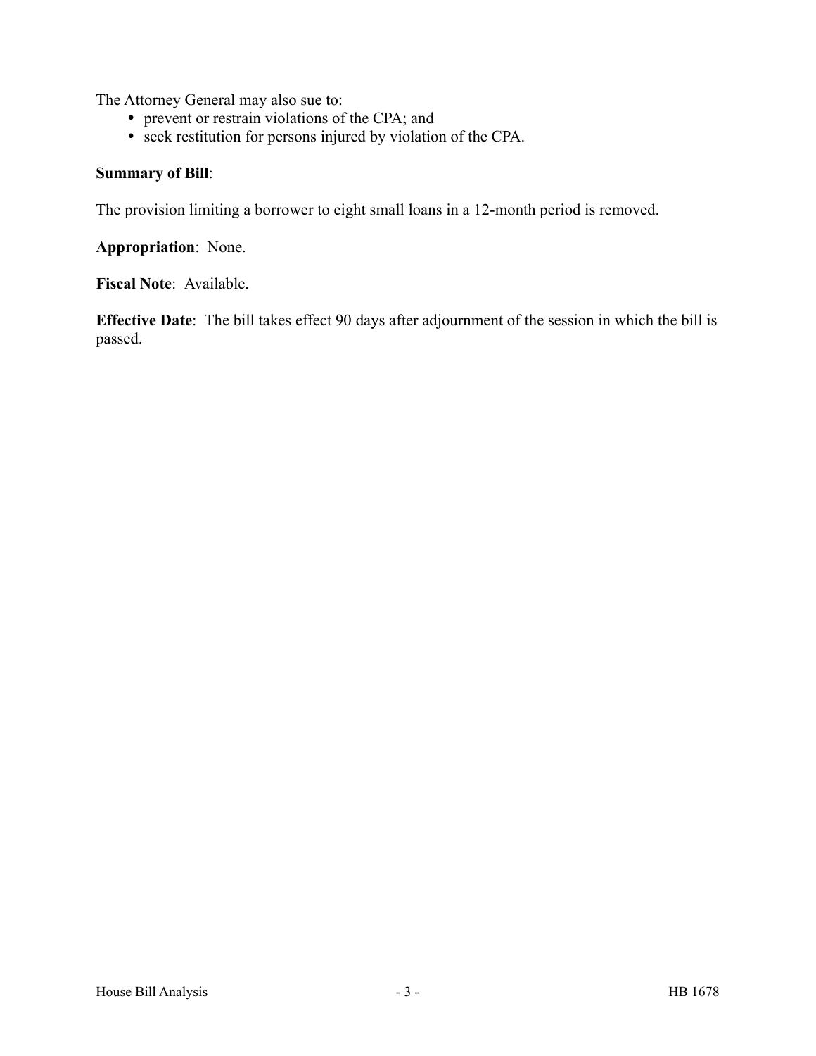The Attorney General may also sue to:

- prevent or restrain violations of the CPA; and
- seek restitution for persons injured by violation of the CPA.

**Summary of Bill**:

The provision limiting a borrower to eight small loans in a 12-month period is removed.

**Appropriation**: None.

**Fiscal Note**: Available.

**Effective Date**: The bill takes effect 90 days after adjournment of the session in which the bill is passed.